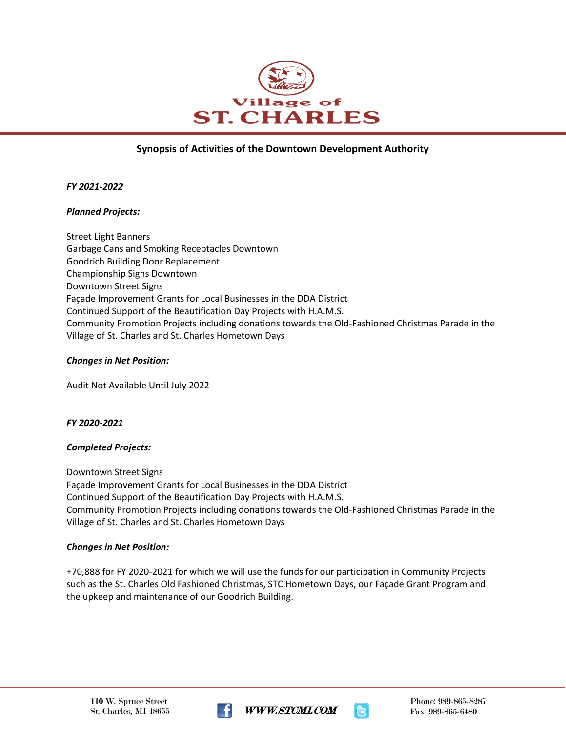# Village of ST. CHARLES

## Synopsis of Activities of the Downtown Development Authority

***FY 2021-2022***

***Planned Projects:***

Street Light Banners
Garbage Cans and Smoking Receptacles Downtown
Goodrich Building Door Replacement
Championship Signs Downtown
Downtown Street Signs
Façade Improvement Grants for Local Businesses in the DDA District
Continued Support of the Beautification Day Projects with H.A.M.S.
Community Promotion Projects including donations towards the Old-Fashioned Christmas Parade in the Village of St. Charles and St. Charles Hometown Days

***Changes in Net Position:***

Audit Not Available Until July 2022

***FY 2020-2021***

***Completed Projects:***

Downtown Street Signs
Façade Improvement Grants for Local Businesses in the DDA District
Continued Support of the Beautification Day Projects with H.A.M.S.
Community Promotion Projects including donations towards the Old-Fashioned Christmas Parade in the Village of St. Charles and St. Charles Hometown Days

***Changes in Net Position:***

+70,888 for FY 2020-2021 for which we will use the funds for our participation in Community Projects such as the St. Charles Old Fashioned Christmas, STC Hometown Days, our Façade Grant Program and the upkeep and maintenance of our Goodrich Building.

110 W. Spruce Street
St. Charles, MI 48655

WWW.STCMI.COM

Phone: 989-865-8287
Fax: 989-865-6480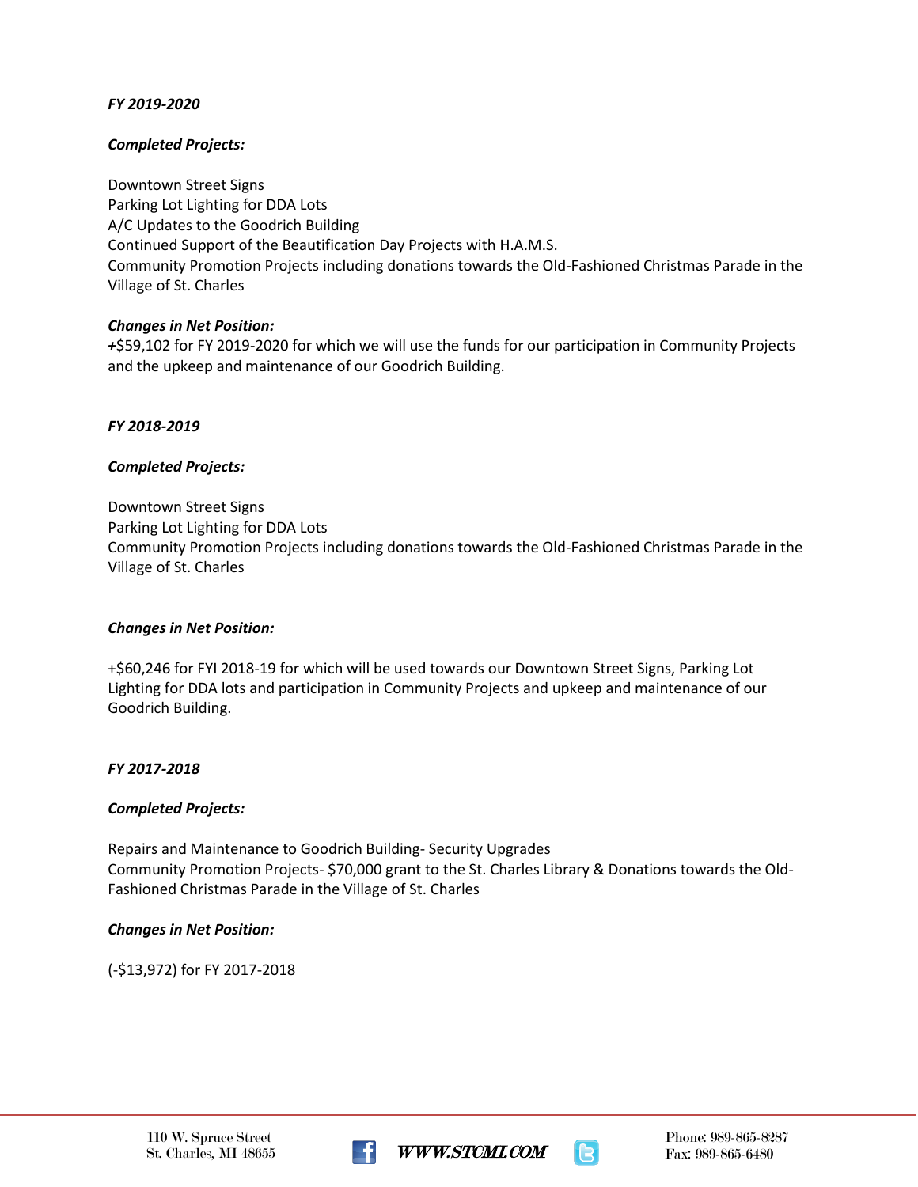***FY 2019-2020***

***Completed Projects:***

Downtown Street Signs
Parking Lot Lighting for DDA Lots
A/C Updates to the Goodrich Building
Continued Support of the Beautification Day Projects with H.A.M.S.
Community Promotion Projects including donations towards the Old-Fashioned Christmas Parade in the Village of St. Charles

***Changes in Net Position:***
***+***$59,102 for FY 2019-2020 for which we will use the funds for our participation in Community Projects and the upkeep and maintenance of our Goodrich Building.

***FY 2018-2019***

***Completed Projects:***

Downtown Street Signs
Parking Lot Lighting for DDA Lots
Community Promotion Projects including donations towards the Old-Fashioned Christmas Parade in the Village of St. Charles

***Changes in Net Position:***

+$60,246 for FYI 2018-19 for which will be used towards our Downtown Street Signs, Parking Lot Lighting for DDA lots and participation in Community Projects and upkeep and maintenance of our Goodrich Building.

***FY 2017-2018***

***Completed Projects:***

Repairs and Maintenance to Goodrich Building- Security Upgrades
Community Promotion Projects- $70,000 grant to the St. Charles Library & Donations towards the Old-Fashioned Christmas Parade in the Village of St. Charles

***Changes in Net Position:***

(-$13,972) for FY 2017-2018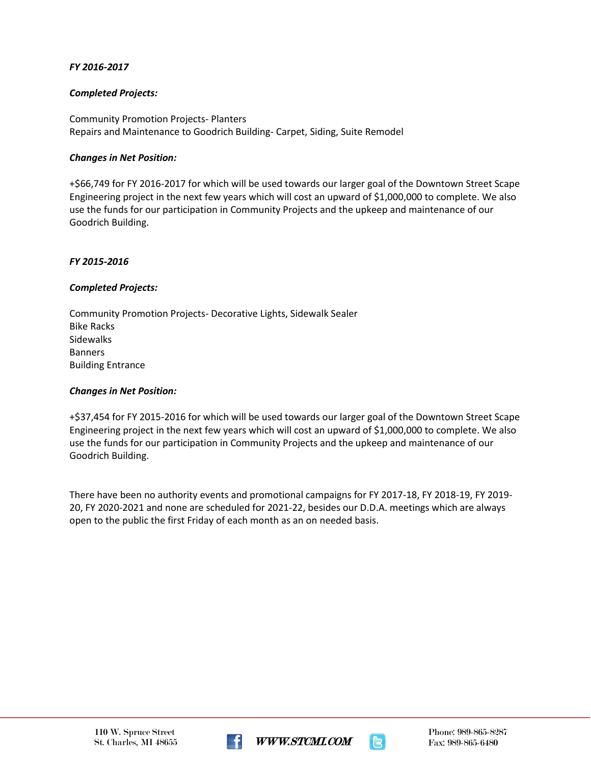***FY 2016-2017***

***Completed Projects:***

Community Promotion Projects- Planters
Repairs and Maintenance to Goodrich Building- Carpet, Siding, Suite Remodel

***Changes in Net Position:***

+$66,749 for FY 2016-2017 for which will be used towards our larger goal of the Downtown Street Scape Engineering project in the next few years which will cost an upward of $1,000,000 to complete. We also use the funds for our participation in Community Projects and the upkeep and maintenance of our Goodrich Building.

***FY 2015-2016***

***Completed Projects:***

Community Promotion Projects- Decorative Lights, Sidewalk Sealer
Bike Racks
Sidewalks
Banners
Building Entrance

***Changes in Net Position:***

+$37,454 for FY 2015-2016 for which will be used towards our larger goal of the Downtown Street Scape Engineering project in the next few years which will cost an upward of $1,000,000 to complete. We also use the funds for our participation in Community Projects and the upkeep and maintenance of our Goodrich Building.

There have been no authority events and promotional campaigns for FY 2017-18, FY 2018-19, FY 2019-20, FY 2020-2021 and none are scheduled for 2021-22, besides our D.D.A. meetings which are always open to the public the first Friday of each month as an on needed basis.

110 W. Spruce Street
St. Charles, MI 48655

WWW.STCMI.COM

Phone: 989-865-8287
Fax: 989-865-6480